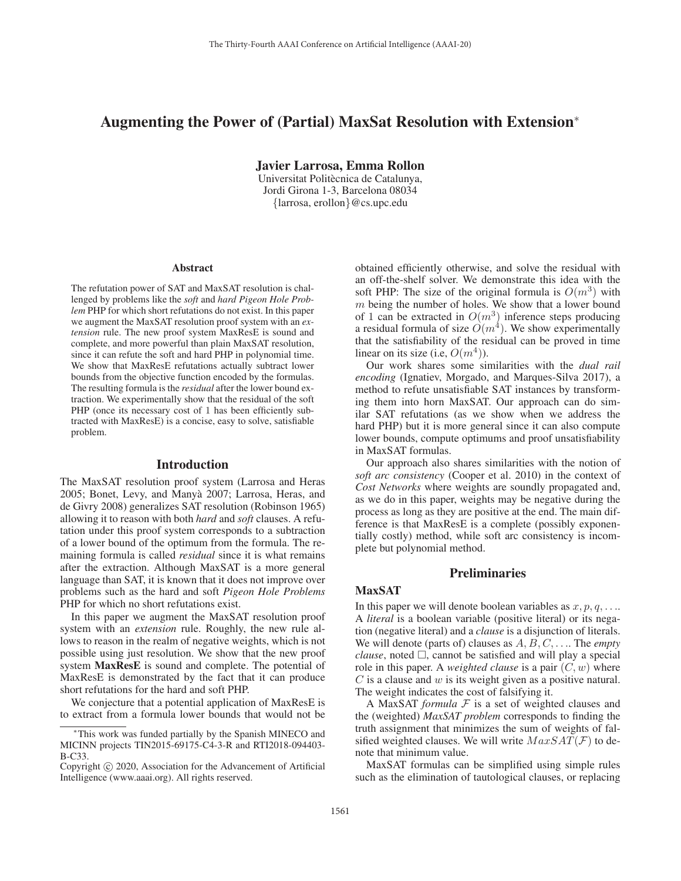# Augmenting the Power of (Partial) MaxSat Resolution with Extension*

**Javier Larrosa, Emma Rollon**
Universitat Politècnica de Catalunya,
Jordi Girona 1-3, Barcelona 08034
{larrosa, erollon}@cs.upc.edu

## Abstract

The refutation power of SAT and MaxSAT resolution is challenged by problems like the *soft* and *hard Pigeon Hole Problem* PHP for which short refutations do not exist. In this paper we augment the MaxSAT resolution proof system with an *extension* rule. The new proof system MaxResE is sound and complete, and more powerful than plain MaxSAT resolution, since it can refute the soft and hard PHP in polynomial time. We show that MaxResE refutations actually subtract lower bounds from the objective function encoded by the formulas. The resulting formula is the *residual* after the lower bound extraction. We experimentally show that the residual of the soft PHP (once its necessary cost of 1 has been efficiently subtracted with MaxResE) is a concise, easy to solve, satisfiable problem.

## Introduction

The MaxSAT resolution proof system (Larrosa and Heras 2005; Bonet, Levy, and Manyà 2007; Larrosa, Heras, and de Givry 2008) generalizes SAT resolution (Robinson 1965) allowing it to reason with both *hard* and *soft* clauses. A refutation under this proof system corresponds to a subtraction of a lower bound of the optimum from the formula. The remaining formula is called *residual* since it is what remains after the extraction. Although MaxSAT is a more general language than SAT, it is known that it does not improve over problems such as the hard and soft *Pigeon Hole Problems* PHP for which no short refutations exist.

In this paper we augment the MaxSAT resolution proof system with an *extension* rule. Roughly, the new rule allows to reason in the realm of negative weights, which is not possible using just resolution. We show that the new proof system **MaxResE** is sound and complete. The potential of MaxResE is demonstrated by the fact that it can produce short refutations for the hard and soft PHP.

We conjecture that a potential application of MaxResE is to extract from a formula lower bounds that would not be obtained efficiently otherwise, and solve the residual with an off-the-shelf solver. We demonstrate this idea with the soft PHP: The size of the original formula is $O(m^3)$ with $m$ being the number of holes. We show that a lower bound of 1 can be extracted in $O(m^3)$ inference steps producing a residual formula of size $O(m^4)$. We show experimentally that the satisfiability of the residual can be proved in time linear on its size (i.e, $O(m^4)$).

Our work shares some similarities with the *dual rail encoding* (Ignatiev, Morgado, and Marques-Silva 2017), a method to refute unsatisfiable SAT instances by transforming them into horn MaxSAT. Our approach can do similar SAT refutations (as we show when we address the hard PHP) but it is more general since it can also compute lower bounds, compute optimums and proof unsatisfiability in MaxSAT formulas.

Our approach also shares similarities with the notion of *soft arc consistency* (Cooper et al. 2010) in the context of *Cost Networks* where weights are soundly propagated and, as we do in this paper, weights may be negative during the process as long as they are positive at the end. The main difference is that MaxResE is a complete (possibly exponentially costly) method, while soft arc consistency is incomplete but polynomial method.

## Preliminaries

### MaxSAT

In this paper we will denote boolean variables as $x, p, q, \ldots$. A *literal* is a boolean variable (positive literal) or its negation (negative literal) and a *clause* is a disjunction of literals. We will denote (parts of) clauses as $A, B, C, \ldots$. The *empty clause*, noted $\square$, cannot be satisfied and will play a special role in this paper. A *weighted clause* is a pair $(C, w)$ where $C$ is a clause and $w$ is its weight given as a positive natural. The weight indicates the cost of falsifying it.

A MaxSAT *formula* $\mathcal{F}$ is a set of weighted clauses and the (weighted) *MaxSAT problem* corresponds to finding the truth assignment that minimizes the sum of weights of falsified weighted clauses. We will write $MaxSAT(\mathcal{F})$ to denote that minimum value.

MaxSAT formulas can be simplified using simple rules such as the elimination of tautological clauses, or replacing

*This work was funded partially by the Spanish MINECO and MICINN projects TIN2015-69175-C4-3-R and RTI2018-094403-B-C33.

Copyright © 2020, Association for the Advancement of Artificial Intelligence (www.aaai.org). All rights reserved.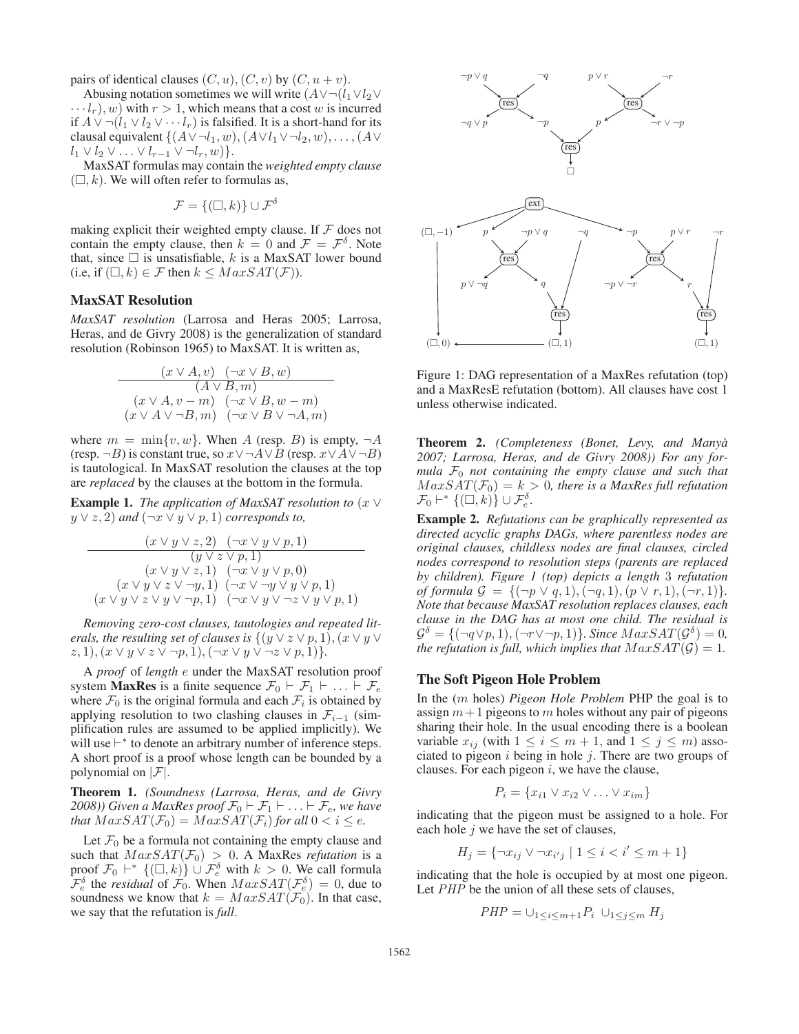pairs of identical clauses $(C, u), (C, v)$ by $(C, u + v)$.

Abusing notation sometimes we will write $(A \vee \neg(l_1 \vee l_2 \vee \cdots l_r), w)$ with $r > 1$, which means that a cost $w$ is incurred if $A \vee \neg(l_1 \vee l_2 \vee \cdots l_r)$ is falsified. It is a short-hand for its clausal equivalent $\{(A \vee \neg l_1, w), (A \vee l_1 \vee \neg l_2, w), \ldots, (A \vee l_1 \vee l_2 \vee \ldots \vee l_{r-1} \vee \neg l_r, w)\}$.

MaxSAT formulas may contain the *weighted empty clause* $(\square, k)$. We will often refer to formulas as,

$$\mathcal{F} = \{(\square, k)\} \cup \mathcal{F}^\delta$$

making explicit their weighted empty clause. If $\mathcal{F}$ does not contain the empty clause, then $k = 0$ and $\mathcal{F} = \mathcal{F}^\delta$. Note that, since $\square$ is unsatisfiable, $k$ is a MaxSAT lower bound (i.e, if $(\square, k) \in \mathcal{F}$ then $k \leq MaxSAT(\mathcal{F})$).

## MaxSAT Resolution

*MaxSAT resolution* (Larrosa and Heras 2005; Larrosa, Heras, and de Givry 2008) is the generalization of standard resolution (Robinson 1965) to MaxSAT. It is written as,

$$\frac{(x \vee A, v) \quad (\neg x \vee B, w)}{\begin{array}{c}(A \vee B, m)\\ (x \vee A, v - m) \quad (\neg x \vee B, w - m)\\ (x \vee A \vee \neg B, m) \quad (\neg x \vee B \vee \neg A, m)\end{array}}$$

where $m = \min\{v, w\}$. When $A$ (resp. $B$) is empty, $\neg A$ (resp. $\neg B$) is constant true, so $x \vee \neg A \vee B$ (resp. $x \vee A \vee \neg B$) is tautological. In MaxSAT resolution the clauses at the top are *replaced* by the clauses at the bottom in the formula.

**Example 1.** *The application of MaxSAT resolution to $(x \vee y \vee z, 2)$ and $(\neg x \vee y \vee p, 1)$ corresponds to,*

$$\frac{(x \vee y \vee z, 2) \quad (\neg x \vee y \vee p, 1)}{\begin{array}{c}(y \vee z \vee p, 1)\\ (x \vee y \vee z, 1) \quad (\neg x \vee y \vee p, 0)\\ (x \vee y \vee z \vee \neg y, 1) \quad (\neg x \vee \neg y \vee y \vee p, 1)\\ (x \vee y \vee z \vee y \vee \neg p, 1) \quad (\neg x \vee y \vee \neg z \vee y \vee p, 1)\end{array}}$$

*Removing zero-cost clauses, tautologies and repeated literals, the resulting set of clauses is $\{(y \vee z \vee p, 1), (x \vee y \vee z, 1), (x \vee y \vee z \vee \neg p, 1), (\neg x \vee y \vee \neg z \vee p, 1)\}$.*

A *proof* of *length* $e$ under the MaxSAT resolution proof system **MaxRes** is a finite sequence $\mathcal{F}_0 \vdash \mathcal{F}_1 \vdash \ldots \vdash \mathcal{F}_e$ where $\mathcal{F}_0$ is the original formula and each $\mathcal{F}_i$ is obtained by applying resolution to two clashing clauses in $\mathcal{F}_{i-1}$ (simplification rules are assumed to be applied implicitly). We will use $\vdash^*$ to denote an arbitrary number of inference steps. A short proof is a proof whose length can be bounded by a polynomial on $|\mathcal{F}|$.

**Theorem 1.** *(Soundness (Larrosa, Heras, and de Givry 2008)) Given a MaxRes proof $\mathcal{F}_0 \vdash \mathcal{F}_1 \vdash \ldots \vdash \mathcal{F}_e$, we have that $MaxSAT(\mathcal{F}_0) = MaxSAT(\mathcal{F}_i)$ for all $0 < i \leq e$.*

Let $\mathcal{F}_0$ be a formula not containing the empty clause and such that $MaxSAT(\mathcal{F}_0) > 0$. A MaxRes *refutation* is a proof $\mathcal{F}_0 \vdash^* \{(\square, k)\} \cup \mathcal{F}_e^\delta$ with $k > 0$. We call formula $\mathcal{F}_e^\delta$ the *residual* of $\mathcal{F}_0$. When $MaxSAT(\mathcal{F}_e^\delta) = 0$, due to soundness we know that $k = MaxSAT(\mathcal{F}_0)$. In that case, we say that the refutation is *full*.

Figure 1: DAG representation of a MaxRes refutation (top) and a MaxResE refutation (bottom). All clauses have cost 1 unless otherwise indicated.

**Theorem 2.** *(Completeness (Bonet, Levy, and Manyà 2007; Larrosa, Heras, and de Givry 2008)) For any formula $\mathcal{F}_0$ not containing the empty clause and such that $MaxSAT(\mathcal{F}_0) = k > 0$, there is a MaxRes full refutation $\mathcal{F}_0 \vdash^* \{(\square, k)\} \cup \mathcal{F}_e^\delta$.*

**Example 2.** *Refutations can be graphically represented as directed acyclic graphs DAGs, where parentless nodes are original clauses, childless nodes are final clauses, circled nodes correspond to resolution steps (parents are replaced by children). Figure 1 (top) depicts a length 3 refutation of formula $\mathcal{G} = \{(\neg p \vee q, 1), (\neg q, 1), (p \vee r, 1), (\neg r, 1)\}$. Note that because MaxSAT resolution replaces clauses, each clause in the DAG has at most one child. The residual is $\mathcal{G}^\delta = \{(\neg q \vee p, 1), (\neg r \vee \neg p, 1)\}$. Since $MaxSAT(\mathcal{G}^\delta) = 0$, the refutation is full, which implies that $MaxSAT(\mathcal{G}) = 1$.*

## The Soft Pigeon Hole Problem

In the ($m$ holes) *Pigeon Hole Problem* PHP the goal is to assign $m+1$ pigeons to $m$ holes without any pair of pigeons sharing their hole. In the usual encoding there is a boolean variable $x_{ij}$ (with $1 \leq i \leq m+1$, and $1 \leq j \leq m$) associated to pigeon $i$ being in hole $j$. There are two groups of clauses. For each pigeon $i$, we have the clause,

$$P_i = \{x_{i1} \vee x_{i2} \vee \ldots \vee x_{im}\}$$

indicating that the pigeon must be assigned to a hole. For each hole $j$ we have the set of clauses,

$$H_j = \{\neg x_{ij} \vee \neg x_{i'j} \mid 1 \leq i < i' \leq m+1\}$$

indicating that the hole is occupied by at most one pigeon. Let $PHP$ be the union of all these sets of clauses,

$$PHP = \cup_{1 \leq i \leq m+1} P_i \ \cup_{1 \leq j \leq m} H_j$$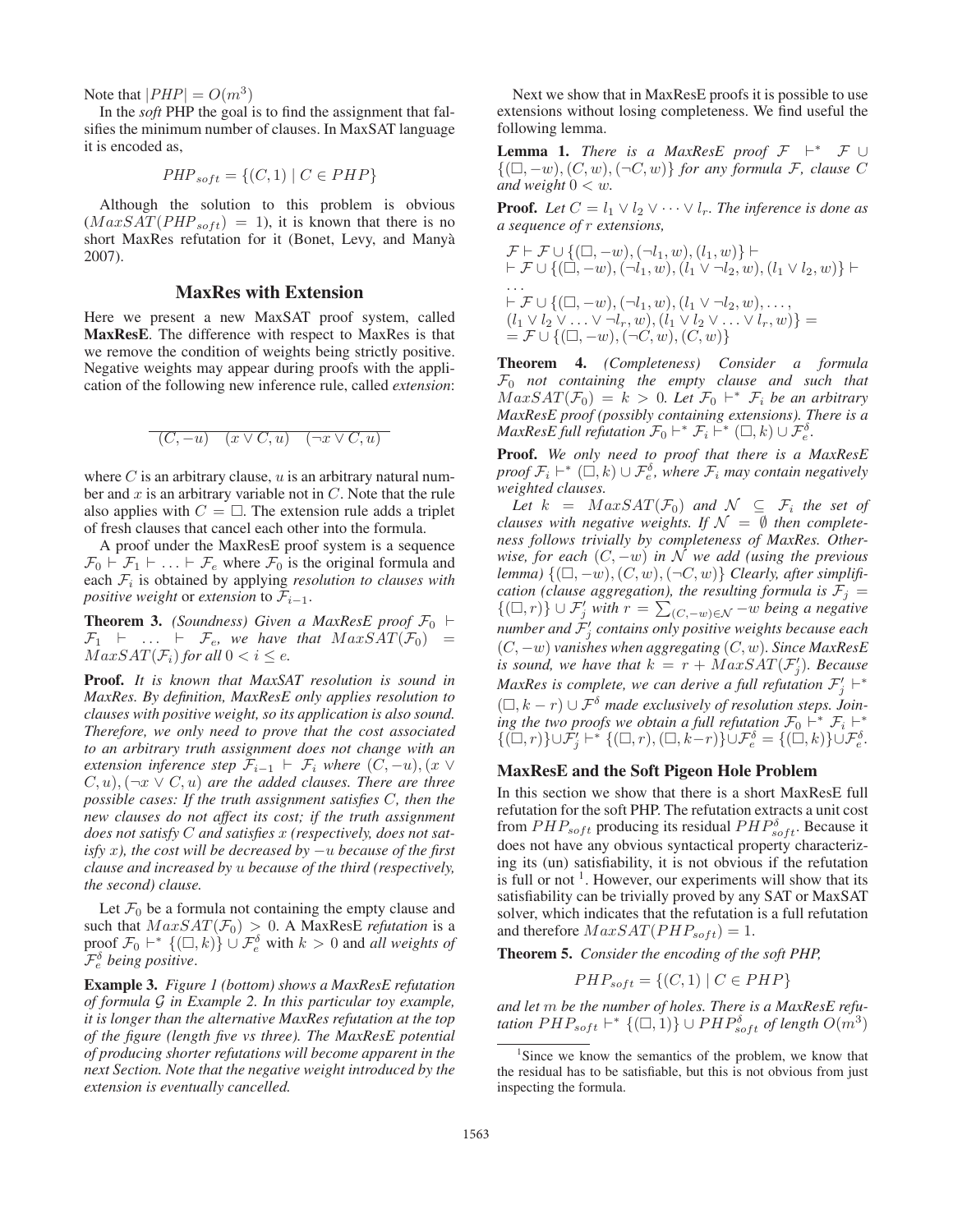Note that $|PHP| = O(m^3)$

In the *soft* PHP the goal is to find the assignment that falsifies the minimum number of clauses. In MaxSAT language it is encoded as,

$$PHP_{soft} = \{(C, 1) \mid C \in PHP\}$$

Although the solution to this problem is obvious ($MaxSAT(PHP_{soft}) = 1$), it is known that there is no short MaxRes refutation for it (Bonet, Levy, and Manyà 2007).

## MaxRes with Extension

Here we present a new MaxSAT proof system, called **MaxResE**. The difference with respect to MaxRes is that we remove the condition of weights being strictly positive. Negative weights may appear during proofs with the application of the following new inference rule, called *extension*:

$$\frac{}{(C, -u) \quad (x \vee C, u) \quad (\neg x \vee C, u)}$$

where $C$ is an arbitrary clause, $u$ is an arbitrary natural number and $x$ is an arbitrary variable not in $C$. Note that the rule also applies with $C = \square$. The extension rule adds a triplet of fresh clauses that cancel each other into the formula.

A proof under the MaxResE proof system is a sequence $\mathcal{F}_0 \vdash \mathcal{F}_1 \vdash \ldots \vdash \mathcal{F}_e$ where $\mathcal{F}_0$ is the original formula and each $\mathcal{F}_i$ is obtained by applying *resolution to clauses with positive weight* or *extension* to $\mathcal{F}_{i-1}$.

**Theorem 3.** *(Soundness) Given a MaxResE proof $\mathcal{F}_0 \vdash \mathcal{F}_1 \vdash \ldots \vdash \mathcal{F}_e$, we have that $MaxSAT(\mathcal{F}_0) = MaxSAT(\mathcal{F}_i)$ for all $0 < i \leq e$.*

**Proof.** *It is known that MaxSAT resolution is sound in MaxRes. By definition, MaxResE only applies resolution to clauses with positive weight, so its application is also sound. Therefore, we only need to prove that the cost associated to an arbitrary truth assignment does not change with an extension inference step $\mathcal{F}_{i-1} \vdash \mathcal{F}_i$ where $(C, -u), (x \vee C, u), (\neg x \vee C, u)$ are the added clauses. There are three possible cases: If the truth assignment satisfies $C$, then the new clauses do not affect its cost; if the truth assignment does not satisfy $C$ and satisfies $x$ (respectively, does not satisfy $x$), the cost will be decreased by $-u$ because of the first clause and increased by $u$ because of the third (respectively, the second) clause.*

Let $\mathcal{F}_0$ be a formula not containing the empty clause and such that $MaxSAT(\mathcal{F}_0) > 0$. A MaxResE *refutation* is a proof $\mathcal{F}_0 \vdash^* \{(\square, k)\} \cup \mathcal{F}_e^\delta$ with $k > 0$ and *all weights of $\mathcal{F}_e^\delta$ being positive*.

**Example 3.** *Figure 1 (bottom) shows a MaxResE refutation of formula $\mathcal{G}$ in Example 2. In this particular toy example, it is longer than the alternative MaxRes refutation at the top of the figure (length five vs three). The MaxResE potential of producing shorter refutations will become apparent in the next Section. Note that the negative weight introduced by the extension is eventually cancelled.*

Next we show that in MaxResE proofs it is possible to use extensions without losing completeness. We find useful the following lemma.

**Lemma 1.** *There is a MaxResE proof $\mathcal{F} \vdash^* \mathcal{F} \cup \{(\square, -w), (C, w), (\neg C, w)\}$ for any formula $\mathcal{F}$, clause $C$ and weight $0 < w$.*

**Proof.** *Let $C = l_1 \vee l_2 \vee \cdots \vee l_r$. The inference is done as a sequence of $r$ extensions,*

$$\begin{aligned}
&\mathcal{F} \vdash \mathcal{F} \cup \{(\square, -w), (\neg l_1, w), (l_1, w)\} \vdash \\
&\vdash \mathcal{F} \cup \{(\square, -w), (\neg l_1, w), (l_1 \vee \neg l_2, w), (l_1 \vee l_2, w)\} \vdash \\
&\ldots \\
&\vdash \mathcal{F} \cup \{(\square, -w), (\neg l_1, w), (l_1 \vee \neg l_2, w), \ldots, \\
&(l_1 \vee l_2 \vee \ldots \vee \neg l_r, w), (l_1 \vee l_2 \vee \ldots \vee l_r, w)\} = \\
&= \mathcal{F} \cup \{(\square, -w), (\neg C, w), (C, w)\}
\end{aligned}$$

**Theorem 4.** *(Completeness) Consider a formula $\mathcal{F}_0$ not containing the empty clause and such that $MaxSAT(\mathcal{F}_0) = k > 0$. Let $\mathcal{F}_0 \vdash^* \mathcal{F}_i$ be an arbitrary MaxResE proof (possibly containing extensions). There is a MaxResE full refutation $\mathcal{F}_0 \vdash^* \mathcal{F}_i \vdash^* (\square, k) \cup \mathcal{F}_e^\delta$.*

**Proof.** *We only need to proof that there is a MaxResE proof $\mathcal{F}_i \vdash^* (\square, k) \cup \mathcal{F}_e^\delta$, where $\mathcal{F}_i$ may contain negatively weighted clauses.*

*Let $k = MaxSAT(\mathcal{F}_0)$ and $\mathcal{N} \subseteq \mathcal{F}_i$ the set of clauses with negative weights. If $\mathcal{N} = \emptyset$ then completeness follows trivially by completeness of MaxRes. Otherwise, for each $(C, -w)$ in $\mathcal{N}$ we add (using the previous lemma) $\{(\square, -w), (C, w), (\neg C, w)\}$ Clearly, after simplification (clause aggregation), the resulting formula is $\mathcal{F}_j = \{(\square, r)\} \cup \mathcal{F}'_j$ with $r = \sum_{(C,-w) \in \mathcal{N}} -w$ being a negative number and $\mathcal{F}'_j$ contains only positive weights because each $(C, -w)$ vanishes when aggregating $(C, w)$. Since MaxResE is sound, we have that $k = r + MaxSAT(\mathcal{F}'_j)$. Because MaxRes is complete, we can derive a full refutation $\mathcal{F}'_j \vdash^* (\square, k - r) \cup \mathcal{F}^\delta$ made exclusively of resolution steps. Joining the two proofs we obtain a full refutation $\mathcal{F}_0 \vdash^* \mathcal{F}_i \vdash^* \{(\square, r)\} \cup \mathcal{F}'_j \vdash^* \{(\square, r), (\square, k-r)\} \cup \mathcal{F}_e^\delta = \{(\square, k)\} \cup \mathcal{F}_e^\delta$.*

### MaxResE and the Soft Pigeon Hole Problem

In this section we show that there is a short MaxResE full refutation for the soft PHP. The refutation extracts a unit cost from $PHP_{soft}$ producing its residual $PHP_{soft}^\delta$. Because it does not have any obvious syntactical property characterizing its (un) satisfiability, it is not obvious if the refutation is full or not [1]. However, our experiments will show that its satisfiability can be trivially proved by any SAT or MaxSAT solver, which indicates that the refutation is a full refutation and therefore $MaxSAT(PHP_{soft}) = 1$.

**Theorem 5.** *Consider the encoding of the soft PHP,*

$$PHP_{soft} = \{(C, 1) \mid C \in PHP\}$$

*and let $m$ be the number of holes. There is a MaxResE refutation $PHP_{soft} \vdash^* \{(\square, 1)\} \cup PHP_{soft}^\delta$ of length $O(m^3)$*

[1] Since we know the semantics of the problem, we know that the residual has to be satisfiable, but this is not obvious from just inspecting the formula.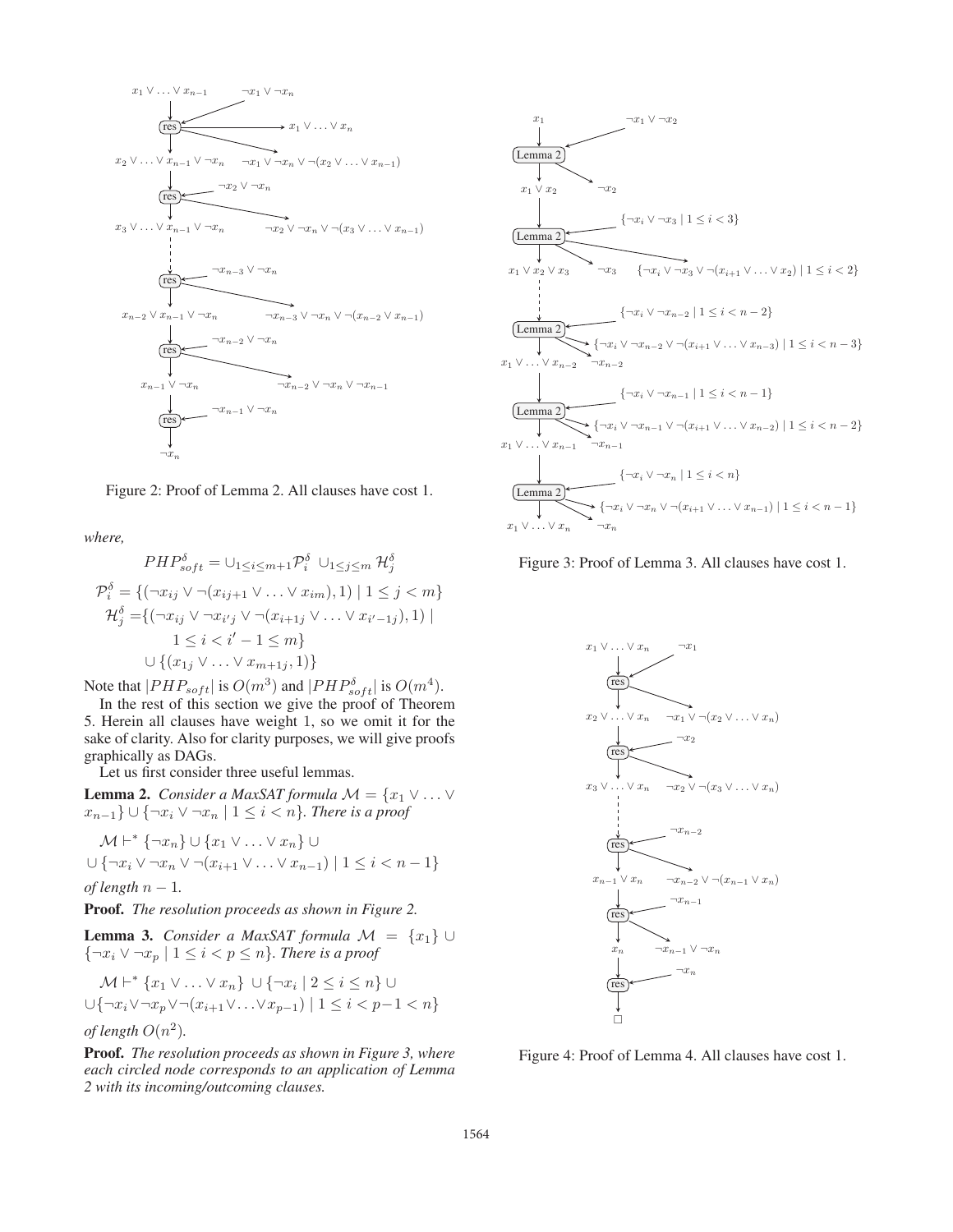Figure 2: Proof of Lemma 2. All clauses have cost 1.

*where,*

$$PHP^{\delta}_{soft} = \cup_{1\leq i\leq m+1}\mathcal{P}^{\delta}_i \ \cup_{1\leq j\leq m} \mathcal{H}^{\delta}_j$$

$$\mathcal{P}^{\delta}_i = \{(\neg x_{ij} \vee \neg(x_{ij+1} \vee \ldots \vee x_{im}), 1) \mid 1 \leq j < m\}$$

$$\mathcal{H}^{\delta}_j = \{(\neg x_{ij} \vee \neg x_{i'j} \vee \neg(x_{i+1j} \vee \ldots \vee x_{i'-1j}), 1) \mid 1 \leq i < i'-1 \leq m\} \cup \{(x_{1j} \vee \ldots \vee x_{m+1j}, 1)\}$$

Note that $|PHP_{soft}|$ is $O(m^3)$ and $|PHP^{\delta}_{soft}|$ is $O(m^4)$.

In the rest of this section we give the proof of Theorem 5. Herein all clauses have weight 1, so we omit it for the sake of clarity. Also for clarity purposes, we will give proofs graphically as DAGs.

Let us first consider three useful lemmas.

**Lemma 2.** *Consider a MaxSAT formula $\mathcal{M} = \{x_1 \vee \ldots \vee x_{n-1}\} \cup \{\neg x_i \vee \neg x_n \mid 1 \leq i < n\}$. There is a proof*

$$\mathcal{M} \vdash^* \{\neg x_n\} \cup \{x_1 \vee \ldots \vee x_n\} \cup \cup \{\neg x_i \vee \neg x_n \vee \neg(x_{i+1} \vee \ldots \vee x_{n-1}) \mid 1 \leq i < n-1\}$$

*of length $n-1$.*

**Proof.** *The resolution proceeds as shown in Figure 2.*

**Lemma 3.** *Consider a MaxSAT formula $\mathcal{M} = \{x_1\} \cup \{\neg x_i \vee \neg x_p \mid 1 \leq i < p \leq n\}$. There is a proof*

$$\mathcal{M} \vdash^* \{x_1 \vee \ldots \vee x_n\} \cup \{\neg x_i \mid 2 \leq i \leq n\} \cup \cup \{\neg x_i \vee \neg x_p \vee \neg(x_{i+1} \vee \ldots \vee x_{p-1}) \mid 1 \leq i < p-1 < n\}$$

*of length $O(n^2)$.*

**Proof.** *The resolution proceeds as shown in Figure 3, where each circled node corresponds to an application of Lemma 2 with its incoming/outcoming clauses.*

Figure 3: Proof of Lemma 3. All clauses have cost 1.

Figure 4: Proof of Lemma 4. All clauses have cost 1.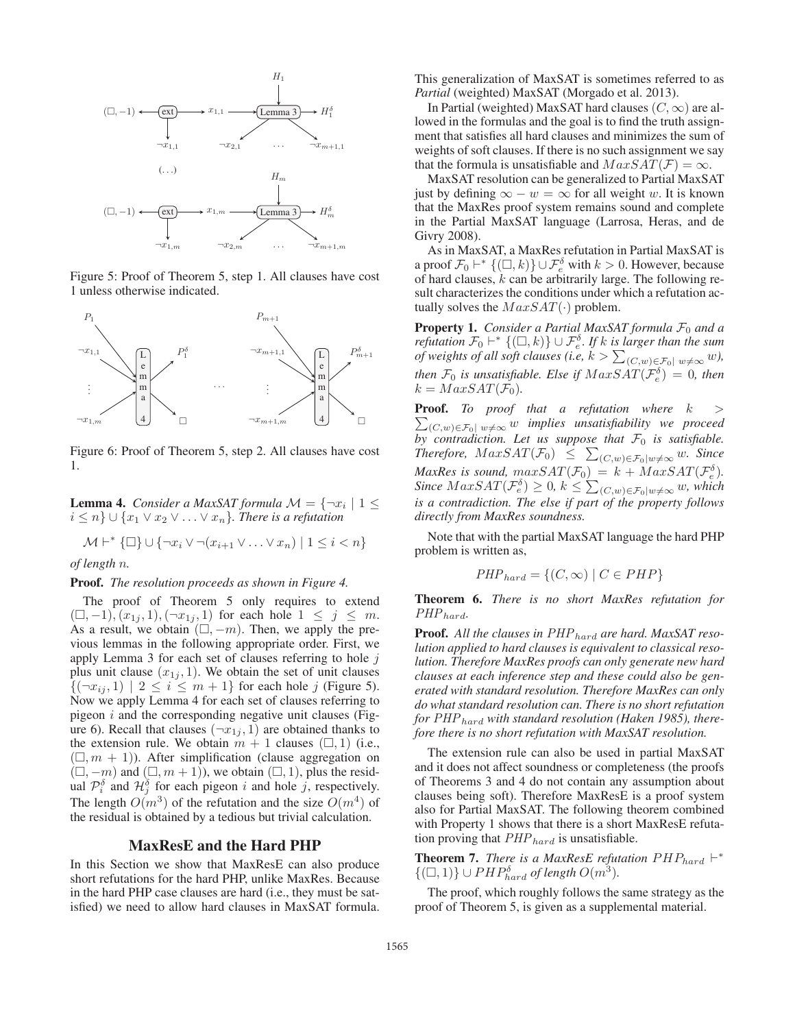Figure 5: Proof of Theorem 5, step 1. All clauses have cost 1 unless otherwise indicated.

Figure 6: Proof of Theorem 5, step 2. All clauses have cost 1.

**Lemma 4.** *Consider a MaxSAT formula $\mathcal{M} = \{\neg x_i \mid 1 \leq i \leq n\} \cup \{x_1 \vee x_2 \vee \ldots \vee x_n\}$. There is a refutation*

$$\mathcal{M} \vdash^* \{\Box\} \cup \{\neg x_i \vee \neg(x_{i+1} \vee \ldots \vee x_n) \mid 1 \leq i < n\}$$

*of length $n$.*

**Proof.** *The resolution proceeds as shown in Figure 4.*

The proof of Theorem 5 only requires to extend $(\Box, -1), (x_{1j}, 1), (\neg x_{1j}, 1)$ for each hole $1 \leq j \leq m$. As a result, we obtain $(\Box, -m)$. Then, we apply the previous lemmas in the following appropriate order. First, we apply Lemma 3 for each set of clauses referring to hole $j$ plus unit clause $(x_{1j}, 1)$. We obtain the set of unit clauses $\{(\neg x_{ij}, 1) \mid 2 \leq i \leq m+1\}$ for each hole $j$ (Figure 5). Now we apply Lemma 4 for each set of clauses referring to pigeon $i$ and the corresponding negative unit clauses (Figure 6). Recall that clauses $(\neg x_{1j}, 1)$ are obtained thanks to the extension rule. We obtain $m+1$ clauses $(\Box, 1)$ (i.e., $(\Box, m+1)$). After simplification (clause aggregation on $(\Box, -m)$ and $(\Box, m+1)$), we obtain $(\Box, 1)$, plus the residual $\mathcal{P}_i^\delta$ and $\mathcal{H}_j^\delta$ for each pigeon $i$ and hole $j$, respectively. The length $O(m^3)$ of the refutation and the size $O(m^4)$ of the residual is obtained by a tedious but trivial calculation.

## MaxResE and the Hard PHP

In this Section we show that MaxResE can also produce short refutations for the hard PHP, unlike MaxRes. Because in the hard PHP case clauses are hard (i.e., they must be satisfied) we need to allow hard clauses in MaxSAT formula. This generalization of MaxSAT is sometimes referred to as *Partial* (weighted) MaxSAT (Morgado et al. 2013).

In Partial (weighted) MaxSAT hard clauses $(C, \infty)$ are allowed in the formulas and the goal is to find the truth assignment that satisfies all hard clauses and minimizes the sum of weights of soft clauses. If there is no such assignment we say that the formula is unsatisfiable and $MaxSAT(\mathcal{F}) = \infty$.

MaxSAT resolution can be generalized to Partial MaxSAT just by defining $\infty - w = \infty$ for all weight $w$. It is known that the MaxRes proof system remains sound and complete in the Partial MaxSAT language (Larrosa, Heras, and de Givry 2008).

As in MaxSAT, a MaxRes refutation in Partial MaxSAT is a proof $\mathcal{F}_0 \vdash^* \{(\Box, k)\} \cup \mathcal{F}_e^\delta$ with $k > 0$. However, because of hard clauses, $k$ can be arbitrarily large. The following result characterizes the conditions under which a refutation actually solves the $MaxSAT(\cdot)$ problem.

**Property 1.** *Consider a Partial MaxSAT formula $\mathcal{F}_0$ and a refutation $\mathcal{F}_0 \vdash^* \{(\Box, k)\} \cup \mathcal{F}_e^\delta$. If $k$ is larger than the sum of weights of all soft clauses (i.e, $k > \sum_{(C,w) \in \mathcal{F}_0 \mid w \neq \infty} w$), then $\mathcal{F}_0$ is unsatisfiable. Else if $MaxSAT(\mathcal{F}_e^\delta) = 0$, then $k = MaxSAT(\mathcal{F}_0)$.*

**Proof.** *To proof that a refutation where $k > \sum_{(C,w) \in \mathcal{F}_0 \mid w \neq \infty} w$ implies unsatisfiability we proceed by contradiction. Let us suppose that $\mathcal{F}_0$ is satisfiable. Therefore, $MaxSAT(\mathcal{F}_0) \leq \sum_{(C,w) \in \mathcal{F}_0 \mid w \neq \infty} w$. Since MaxRes is sound, $maxSAT(\mathcal{F}_0) = k + MaxSAT(\mathcal{F}_e^\delta)$. Since $MaxSAT(\mathcal{F}_e^\delta) \geq 0$, $k \leq \sum_{(C,w) \in \mathcal{F}_0 \mid w \neq \infty} w$, which is a contradiction. The else if part of the property follows directly from MaxRes soundness.*

Note that with the partial MaxSAT language the hard PHP problem is written as,

$$PHP_{hard} = \{(C, \infty) \mid C \in PHP\}$$

**Theorem 6.** *There is no short MaxRes refutation for $PHP_{hard}$.*

**Proof.** *All the clauses in $PHP_{hard}$ are hard. MaxSAT resolution applied to hard clauses is equivalent to classical resolution. Therefore MaxRes proofs can only generate new hard clauses at each inference step and these could also be generated with standard resolution. Therefore MaxRes can only do what standard resolution can. There is no short refutation for $PHP_{hard}$ with standard resolution (Haken 1985), therefore there is no short refutation with MaxSAT resolution.*

The extension rule can also be used in partial MaxSAT and it does not affect soundness or completeness (the proofs of Theorems 3 and 4 do not contain any assumption about clauses being soft). Therefore MaxResE is a proof system also for Partial MaxSAT. The following theorem combined with Property 1 shows that there is a short MaxResE refutation proving that $PHP_{hard}$ is unsatisfiable.

**Theorem 7.** *There is a MaxResE refutation $PHP_{hard} \vdash^* \{(\Box, 1)\} \cup PHP_{hard}^\delta$ of length $O(m^3)$.*

The proof, which roughly follows the same strategy as the proof of Theorem 5, is given as a supplemental material.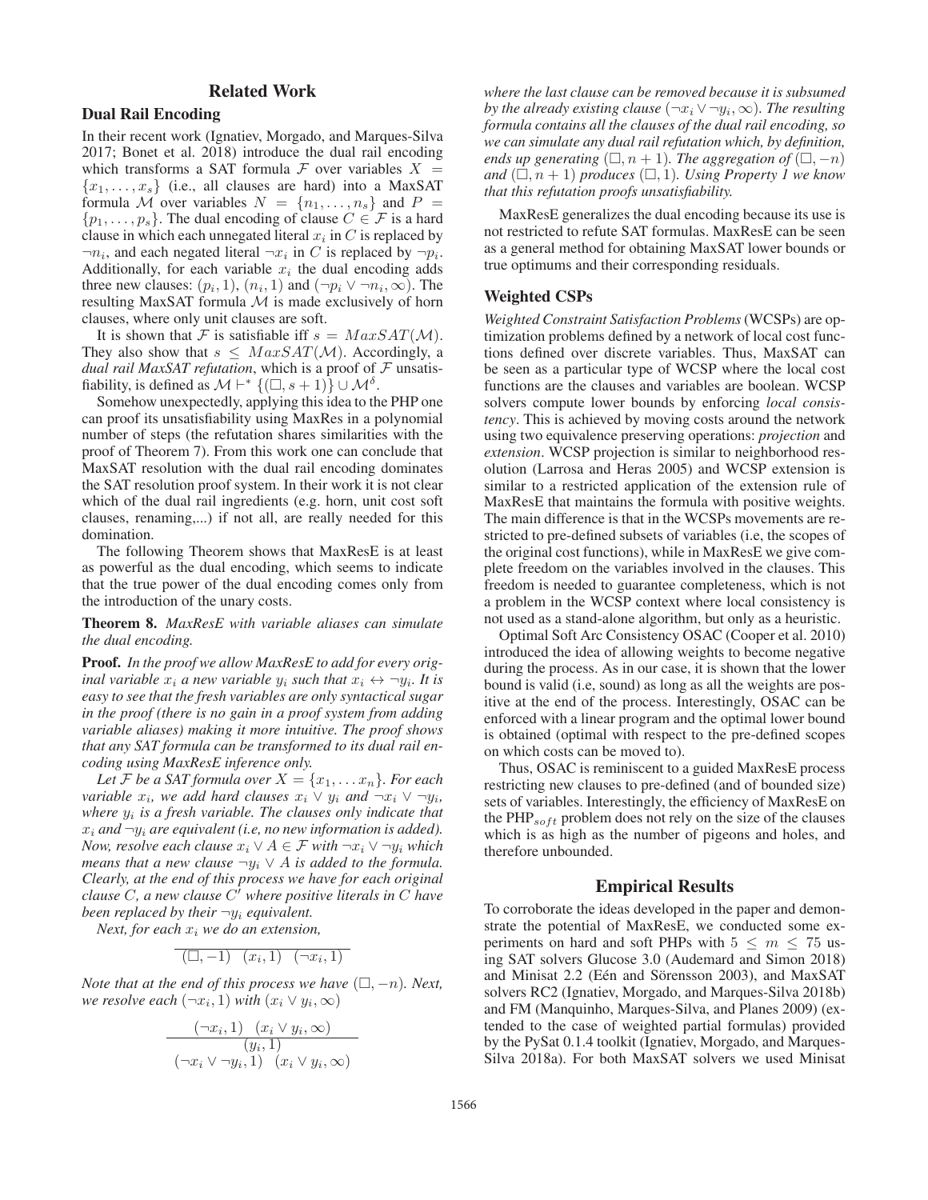## Related Work

### Dual Rail Encoding

In their recent work (Ignatiev, Morgado, and Marques-Silva 2017; Bonet et al. 2018) introduce the dual rail encoding which transforms a SAT formula $\mathcal{F}$ over variables $X = \{x_1, \ldots, x_s\}$ (i.e., all clauses are hard) into a MaxSAT formula $\mathcal{M}$ over variables $N = \{n_1, \ldots, n_s\}$ and $P = \{p_1, \ldots, p_s\}$. The dual encoding of clause $C \in \mathcal{F}$ is a hard clause in which each unnegated literal $x_i$ in $C$ is replaced by $\neg n_i$, and each negated literal $\neg x_i$ in $C$ is replaced by $\neg p_i$. Additionally, for each variable $x_i$ the dual encoding adds three new clauses: $(p_i, 1)$, $(n_i, 1)$ and $(\neg p_i \vee \neg n_i, \infty)$. The resulting MaxSAT formula $\mathcal{M}$ is made exclusively of horn clauses, where only unit clauses are soft.

It is shown that $\mathcal{F}$ is satisfiable iff $s = MaxSAT(\mathcal{M})$. They also show that $s \leq MaxSAT(\mathcal{M})$. Accordingly, a *dual rail MaxSAT refutation*, which is a proof of $\mathcal{F}$ unsatisfiability, is defined as $\mathcal{M} \vdash^* \{(\Box, s+1)\} \cup \mathcal{M}^\delta$.

Somehow unexpectedly, applying this idea to the PHP one can proof its unsatisfiability using MaxRes in a polynomial number of steps (the refutation shares similarities with the proof of Theorem 7). From this work one can conclude that MaxSAT resolution with the dual rail encoding dominates the SAT resolution proof system. In their work it is not clear which of the dual rail ingredients (e.g. horn, unit cost soft clauses, renaming,...) if not all, are really needed for this domination.

The following Theorem shows that MaxResE is at least as powerful as the dual encoding, which seems to indicate that the true power of the dual encoding comes only from the introduction of the unary costs.

**Theorem 8.** *MaxResE with variable aliases can simulate the dual encoding.*

**Proof.** *In the proof we allow MaxResE to add for every original variable $x_i$ a new variable $y_i$ such that $x_i \leftrightarrow \neg y_i$. It is easy to see that the fresh variables are only syntactical sugar in the proof (there is no gain in a proof system from adding variable aliases) making it more intuitive. The proof shows that any SAT formula can be transformed to its dual rail encoding using MaxResE inference only.*

*Let $\mathcal{F}$ be a SAT formula over $X = \{x_1, \ldots x_n\}$. For each variable $x_i$, we add hard clauses $x_i \vee y_i$ and $\neg x_i \vee \neg y_i$, where $y_i$ is a fresh variable. The clauses only indicate that $x_i$ and $\neg y_i$ are equivalent (i.e, no new information is added). Now, resolve each clause $x_i \vee A \in \mathcal{F}$ with $\neg x_i \vee \neg y_i$ which means that a new clause $\neg y_i \vee A$ is added to the formula. Clearly, at the end of this process we have for each original clause $C$, a new clause $C'$ where positive literals in $C$ have been replaced by their $\neg y_i$ equivalent.*

*Next, for each $x_i$ we do an extension,*

$$\frac{}{(\Box, -1) \quad (x_i, 1) \quad (\neg x_i, 1)}$$

*Note that at the end of this process we have $(\Box, -n)$. Next, we resolve each $(\neg x_i, 1)$ with $(x_i \vee y_i, \infty)$*

$$\frac{(\neg x_i, 1) \quad (x_i \vee y_i, \infty)}{\begin{array}{c}(y_i, 1)\\ (\neg x_i \vee \neg y_i, 1) \quad (x_i \vee y_i, \infty)\end{array}}$$

*where the last clause can be removed because it is subsumed by the already existing clause $(\neg x_i \vee \neg y_i, \infty)$. The resulting formula contains all the clauses of the dual rail encoding, so we can simulate any dual rail refutation which, by definition, ends up generating $(\Box, n+1)$. The aggregation of $(\Box, -n)$ and $(\Box, n+1)$ produces $(\Box, 1)$. Using Property 1 we know that this refutation proofs unsatisfiability.*

MaxResE generalizes the dual encoding because its use is not restricted to refute SAT formulas. MaxResE can be seen as a general method for obtaining MaxSAT lower bounds or true optimums and their corresponding residuals.

### Weighted CSPs

*Weighted Constraint Satisfaction Problems* (WCSPs) are optimization problems defined by a network of local cost functions defined over discrete variables. Thus, MaxSAT can be seen as a particular type of WCSP where the local cost functions are the clauses and variables are boolean. WCSP solvers compute lower bounds by enforcing *local consistency*. This is achieved by moving costs around the network using two equivalence preserving operations: *projection* and *extension*. WCSP projection is similar to neighborhood resolution (Larrosa and Heras 2005) and WCSP extension is similar to a restricted application of the extension rule of MaxResE that maintains the formula with positive weights. The main difference is that in the WCSPs movements are restricted to pre-defined subsets of variables (i.e, the scopes of the original cost functions), while in MaxResE we give complete freedom on the variables involved in the clauses. This freedom is needed to guarantee completeness, which is not a problem in the WCSP context where local consistency is not used as a stand-alone algorithm, but only as a heuristic.

Optimal Soft Arc Consistency OSAC (Cooper et al. 2010) introduced the idea of allowing weights to become negative during the process. As in our case, it is shown that the lower bound is valid (i.e, sound) as long as all the weights are positive at the end of the process. Interestingly, OSAC can be enforced with a linear program and the optimal lower bound is obtained (optimal with respect to the pre-defined scopes on which costs can be moved to).

Thus, OSAC is reminiscent to a guided MaxResE process restricting new clauses to pre-defined (and of bounded size) sets of variables. Interestingly, the efficiency of MaxResE on the $\text{PHP}_{soft}$ problem does not rely on the size of the clauses which is as high as the number of pigeons and holes, and therefore unbounded.

## Empirical Results

To corroborate the ideas developed in the paper and demonstrate the potential of MaxResE, we conducted some experiments on hard and soft PHPs with $5 \leq m \leq 75$ using SAT solvers Glucose 3.0 (Audemard and Simon 2018) and Minisat 2.2 (Eén and Sörensson 2003), and MaxSAT solvers RC2 (Ignatiev, Morgado, and Marques-Silva 2018b) and FM (Manquinho, Marques-Silva, and Planes 2009) (extended to the case of weighted partial formulas) provided by the PySat 0.1.4 toolkit (Ignatiev, Morgado, and Marques-Silva 2018a). For both MaxSAT solvers we used Minisat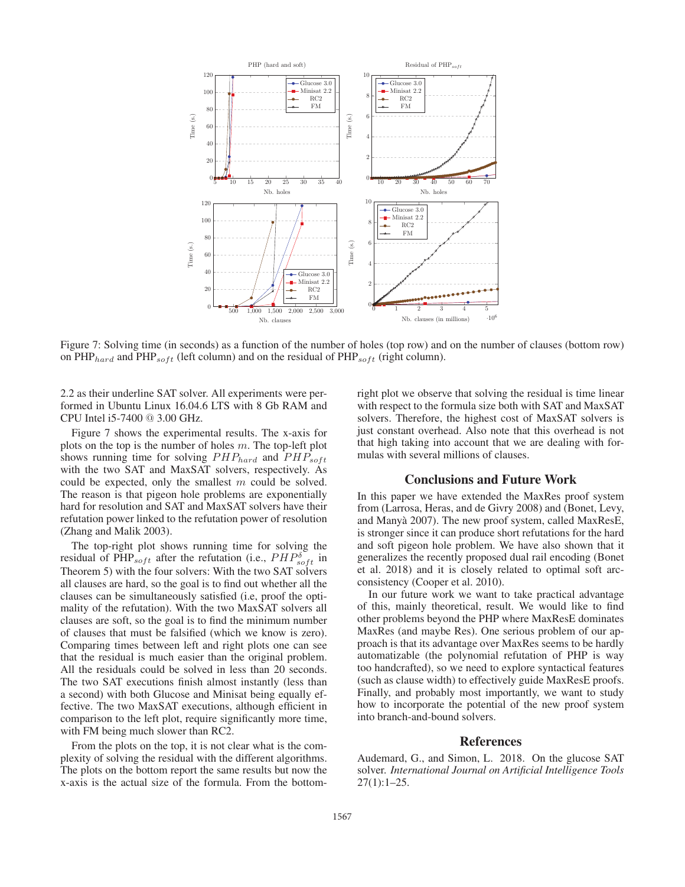Figure 7: Solving time (in seconds) as a function of the number of holes (top row) and on the number of clauses (bottom row) on $PHP_{hard}$ and $PHP_{soft}$ (left column) and on the residual of $PHP_{soft}$ (right column).

2.2 as their underline SAT solver. All experiments were performed in Ubuntu Linux 16.04.6 LTS with 8 Gb RAM and CPU Intel i5-7400 @ 3.00 GHz.

Figure 7 shows the experimental results. The x-axis for plots on the top is the number of holes $m$. The top-left plot shows running time for solving $PHP_{hard}$ and $PHP_{soft}$ with the two SAT and MaxSAT solvers, respectively. As could be expected, only the smallest $m$ could be solved. The reason is that pigeon hole problems are exponentially hard for resolution and SAT and MaxSAT solvers have their refutation power linked to the refutation power of resolution (Zhang and Malik 2003).

The top-right plot shows running time for solving the residual of $PHP_{soft}$ after the refutation (i.e., $PHP^{\delta}_{soft}$ in Theorem 5) with the four solvers: With the two SAT solvers all clauses are hard, so the goal is to find out whether all the clauses can be simultaneously satisfied (i.e, proof the optimality of the refutation). With the two MaxSAT solvers all clauses are soft, so the goal is to find the minimum number of clauses that must be falsified (which we know is zero). Comparing times between left and right plots one can see that the residual is much easier than the original problem. All the residuals could be solved in less than 20 seconds. The two SAT executions finish almost instantly (less than a second) with both Glucose and Minisat being equally effective. The two MaxSAT executions, although efficient in comparison to the left plot, require significantly more time, with FM being much slower than RC2.

From the plots on the top, it is not clear what is the complexity of solving the residual with the different algorithms. The plots on the bottom report the same results but now the x-axis is the actual size of the formula. From the bottom-right plot we observe that solving the residual is time linear with respect to the formula size both with SAT and MaxSAT solvers. Therefore, the highest cost of MaxSAT solvers is just constant overhead. Also note that this overhead is not that high taking into account that we are dealing with formulas with several millions of clauses.

## Conclusions and Future Work

In this paper we have extended the MaxRes proof system from (Larrosa, Heras, and de Givry 2008) and (Bonet, Levy, and Manyà 2007). The new proof system, called MaxResE, is stronger since it can produce short refutations for the hard and soft pigeon hole problem. We have also shown that it generalizes the recently proposed dual rail encoding (Bonet et al. 2018) and it is closely related to optimal soft arc-consistency (Cooper et al. 2010).

In our future work we want to take practical advantage of this, mainly theoretical, result. We would like to find other problems beyond the PHP where MaxResE dominates MaxRes (and maybe Res). One serious problem of our approach is that its advantage over MaxRes seems to be hardly automatizable (the polynomial refutation of PHP is way too handcrafted), so we need to explore syntactical features (such as clause width) to effectively guide MaxResE proofs. Finally, and probably most importantly, we want to study how to incorporate the potential of the new proof system into branch-and-bound solvers.

## References

Audemard, G., and Simon, L. 2018. On the glucose SAT solver. *International Journal on Artificial Intelligence Tools* 27(1):1–25.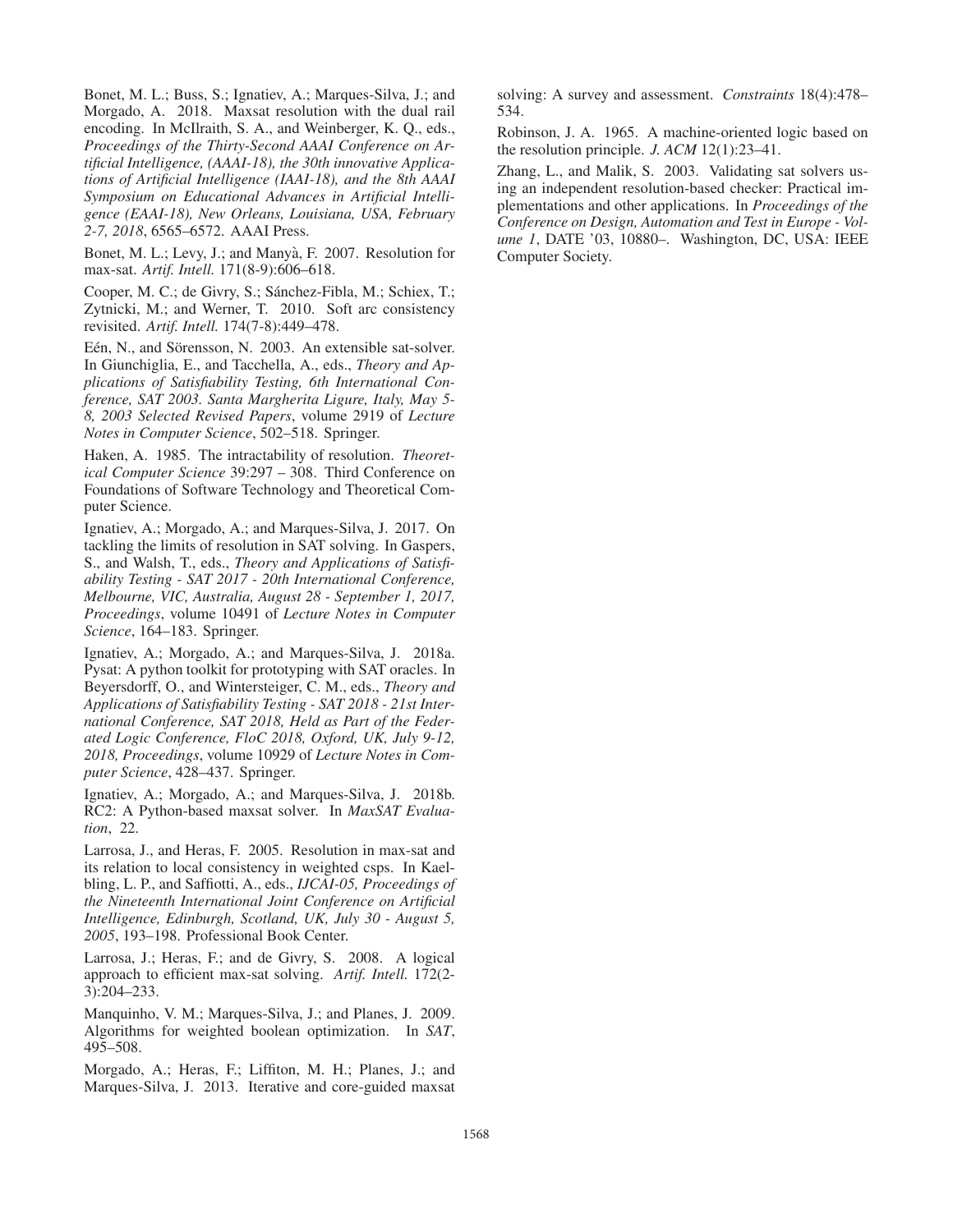Bonet, M. L.; Buss, S.; Ignatiev, A.; Marques-Silva, J.; and Morgado, A. 2018. Maxsat resolution with the dual rail encoding. In McIlraith, S. A., and Weinberger, K. Q., eds., *Proceedings of the Thirty-Second AAAI Conference on Artificial Intelligence, (AAAI-18), the 30th innovative Applications of Artificial Intelligence (IAAI-18), and the 8th AAAI Symposium on Educational Advances in Artificial Intelligence (EAAI-18), New Orleans, Louisiana, USA, February 2-7, 2018*, 6565–6572. AAAI Press.

Bonet, M. L.; Levy, J.; and Manyà, F. 2007. Resolution for max-sat. *Artif. Intell.* 171(8-9):606–618.

Cooper, M. C.; de Givry, S.; Sánchez-Fibla, M.; Schiex, T.; Zytnicki, M.; and Werner, T. 2010. Soft arc consistency revisited. *Artif. Intell.* 174(7-8):449–478.

Eén, N., and Sörensson, N. 2003. An extensible sat-solver. In Giunchiglia, E., and Tacchella, A., eds., *Theory and Applications of Satisfiability Testing, 6th International Conference, SAT 2003. Santa Margherita Ligure, Italy, May 5-8, 2003 Selected Revised Papers*, volume 2919 of *Lecture Notes in Computer Science*, 502–518. Springer.

Haken, A. 1985. The intractability of resolution. *Theoretical Computer Science* 39:297 – 308. Third Conference on Foundations of Software Technology and Theoretical Computer Science.

Ignatiev, A.; Morgado, A.; and Marques-Silva, J. 2017. On tackling the limits of resolution in SAT solving. In Gaspers, S., and Walsh, T., eds., *Theory and Applications of Satisfiability Testing - SAT 2017 - 20th International Conference, Melbourne, VIC, Australia, August 28 - September 1, 2017, Proceedings*, volume 10491 of *Lecture Notes in Computer Science*, 164–183. Springer.

Ignatiev, A.; Morgado, A.; and Marques-Silva, J. 2018a. Pysat: A python toolkit for prototyping with SAT oracles. In Beyersdorff, O., and Wintersteiger, C. M., eds., *Theory and Applications of Satisfiability Testing - SAT 2018 - 21st International Conference, SAT 2018, Held as Part of the Federated Logic Conference, FloC 2018, Oxford, UK, July 9-12, 2018, Proceedings*, volume 10929 of *Lecture Notes in Computer Science*, 428–437. Springer.

Ignatiev, A.; Morgado, A.; and Marques-Silva, J. 2018b. RC2: A Python-based maxsat solver. In *MaxSAT Evaluation*, 22.

Larrosa, J., and Heras, F. 2005. Resolution in max-sat and its relation to local consistency in weighted csps. In Kaelbling, L. P., and Saffiotti, A., eds., *IJCAI-05, Proceedings of the Nineteenth International Joint Conference on Artificial Intelligence, Edinburgh, Scotland, UK, July 30 - August 5, 2005*, 193–198. Professional Book Center.

Larrosa, J.; Heras, F.; and de Givry, S. 2008. A logical approach to efficient max-sat solving. *Artif. Intell.* 172(2-3):204–233.

Manquinho, V. M.; Marques-Silva, J.; and Planes, J. 2009. Algorithms for weighted boolean optimization. In *SAT*, 495–508.

Morgado, A.; Heras, F.; Liffiton, M. H.; Planes, J.; and Marques-Silva, J. 2013. Iterative and core-guided maxsat solving: A survey and assessment. *Constraints* 18(4):478–534.

Robinson, J. A. 1965. A machine-oriented logic based on the resolution principle. *J. ACM* 12(1):23–41.

Zhang, L., and Malik, S. 2003. Validating sat solvers using an independent resolution-based checker: Practical implementations and other applications. In *Proceedings of the Conference on Design, Automation and Test in Europe - Volume 1*, DATE '03, 10880–. Washington, DC, USA: IEEE Computer Society.